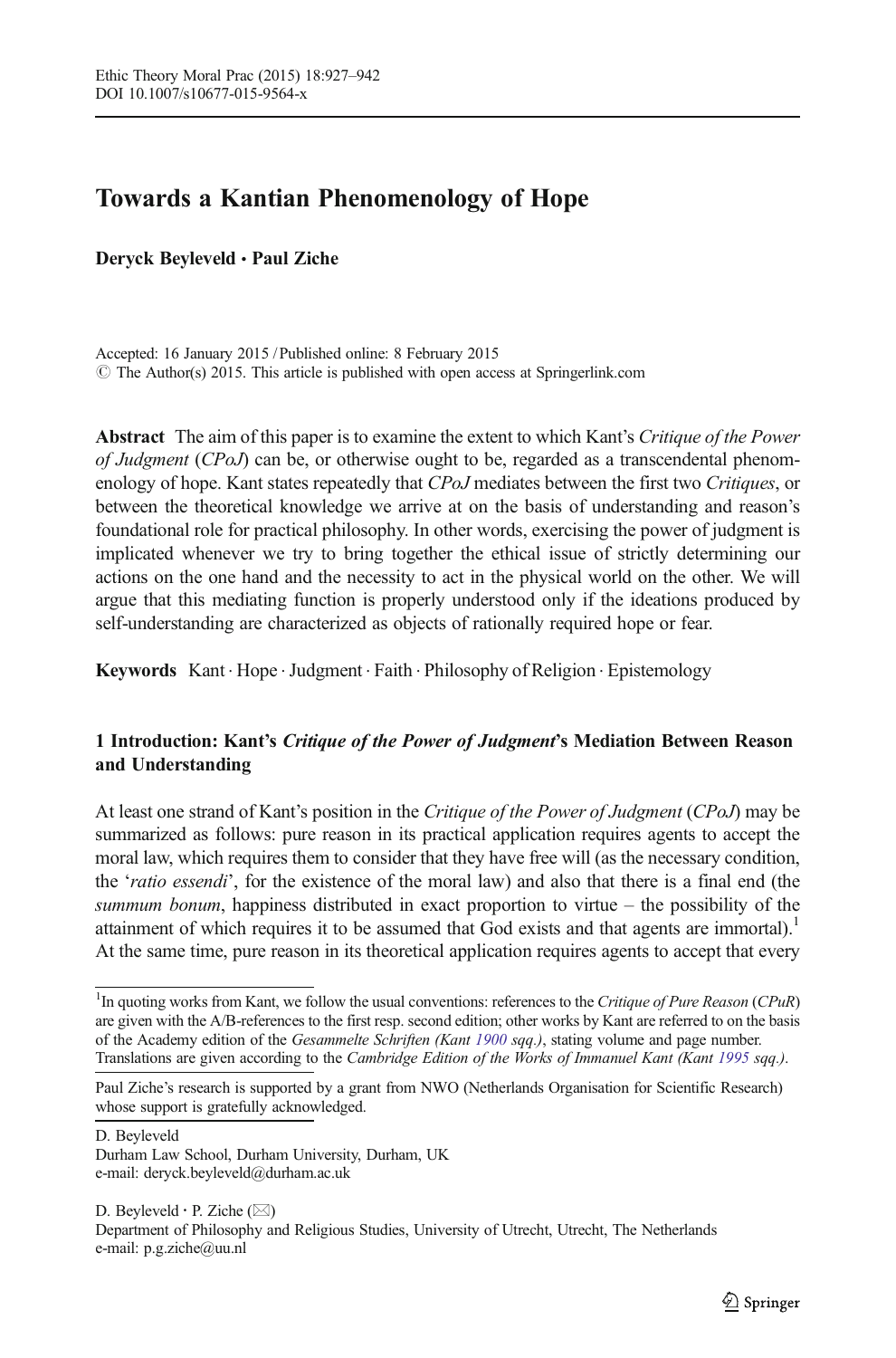# Towards a Kantian Phenomenology of Hope

**Deryck Beyleveld · Paul Ziche**

Accepted: 16 January 2015 / Published online: 8 February 2015
© The Author(s) 2015. This article is published with open access at Springerlink.com

**Abstract** The aim of this paper is to examine the extent to which Kant's *Critique of the Power of Judgment* (*CPoJ*) can be, or otherwise ought to be, regarded as a transcendental phenomenology of hope. Kant states repeatedly that *CPoJ* mediates between the first two *Critiques*, or between the theoretical knowledge we arrive at on the basis of understanding and reason's foundational role for practical philosophy. In other words, exercising the power of judgment is implicated whenever we try to bring together the ethical issue of strictly determining our actions on the one hand and the necessity to act in the physical world on the other. We will argue that this mediating function is properly understood only if the ideations produced by self-understanding are characterized as objects of rationally required hope or fear.

**Keywords** Kant · Hope · Judgment · Faith · Philosophy of Religion · Epistemology

## 1 Introduction: Kant's *Critique of the Power of Judgment*'s Mediation Between Reason and Understanding

At least one strand of Kant's position in the *Critique of the Power of Judgment* (*CPoJ*) may be summarized as follows: pure reason in its practical application requires agents to accept the moral law, which requires them to consider that they have free will (as the necessary condition, the '*ratio essendi*', for the existence of the moral law) and also that there is a final end (the *summum bonum*, happiness distributed in exact proportion to virtue – the possibility of the attainment of which requires it to be assumed that God exists and that agents are immortal).[1] At the same time, pure reason in its theoretical application requires agents to accept that every

---

[1] In quoting works from Kant, we follow the usual conventions: references to the *Critique of Pure Reason* (*CPuR*) are given with the A/B-references to the first resp. second edition; other works by Kant are referred to on the basis of the Academy edition of the *Gesammelte Schriften (Kant 1900 sqq.)*, stating volume and page number. Translations are given according to the *Cambridge Edition of the Works of Immanuel Kant (Kant 1995 sqq.)*.

Paul Ziche's research is supported by a grant from NWO (Netherlands Organisation for Scientific Research) whose support is gratefully acknowledged.

D. Beyleveld
Durham Law School, Durham University, Durham, UK
e-mail: deryck.beyleveld@durham.ac.uk

D. Beyleveld · P. Ziche (✉)
Department of Philosophy and Religious Studies, University of Utrecht, Utrecht, The Netherlands
e-mail: p.g.ziche@uu.nl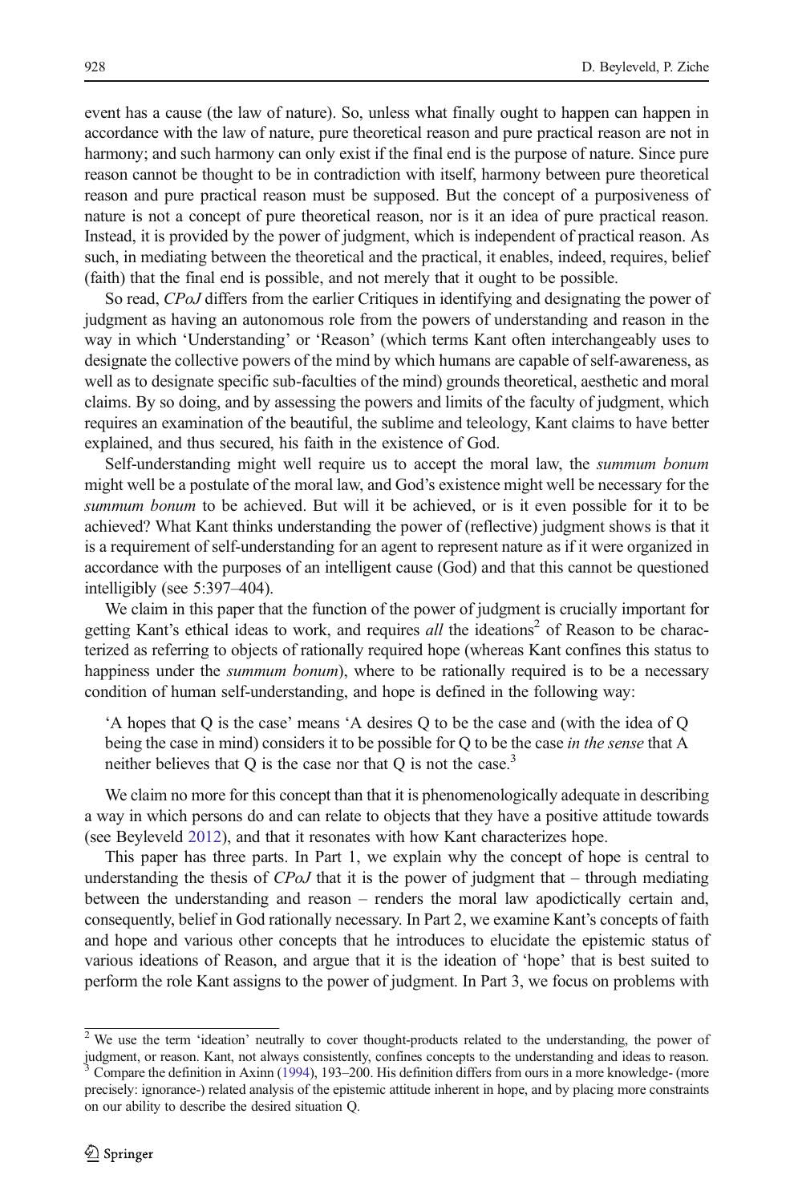event has a cause (the law of nature). So, unless what finally ought to happen can happen in accordance with the law of nature, pure theoretical reason and pure practical reason are not in harmony; and such harmony can only exist if the final end is the purpose of nature. Since pure reason cannot be thought to be in contradiction with itself, harmony between pure theoretical reason and pure practical reason must be supposed. But the concept of a purposiveness of nature is not a concept of pure theoretical reason, nor is it an idea of pure practical reason. Instead, it is provided by the power of judgment, which is independent of practical reason. As such, in mediating between the theoretical and the practical, it enables, indeed, requires, belief (faith) that the final end is possible, and not merely that it ought to be possible.

So read, *CPoJ* differs from the earlier Critiques in identifying and designating the power of judgment as having an autonomous role from the powers of understanding and reason in the way in which 'Understanding' or 'Reason' (which terms Kant often interchangeably uses to designate the collective powers of the mind by which humans are capable of self-awareness, as well as to designate specific sub-faculties of the mind) grounds theoretical, aesthetic and moral claims. By so doing, and by assessing the powers and limits of the faculty of judgment, which requires an examination of the beautiful, the sublime and teleology, Kant claims to have better explained, and thus secured, his faith in the existence of God.

Self-understanding might well require us to accept the moral law, the *summum bonum* might well be a postulate of the moral law, and God's existence might well be necessary for the *summum bonum* to be achieved. But will it be achieved, or is it even possible for it to be achieved? What Kant thinks understanding the power of (reflective) judgment shows is that it is a requirement of self-understanding for an agent to represent nature as if it were organized in accordance with the purposes of an intelligent cause (God) and that this cannot be questioned intelligibly (see 5:397–404).

We claim in this paper that the function of the power of judgment is crucially important for getting Kant's ethical ideas to work, and requires *all* the ideations[2] of Reason to be characterized as referring to objects of rationally required hope (whereas Kant confines this status to happiness under the *summum bonum*), where to be rationally required is to be a necessary condition of human self-understanding, and hope is defined in the following way:

> 'A hopes that Q is the case' means 'A desires Q to be the case and (with the idea of Q being the case in mind) considers it to be possible for Q to be the case *in the sense* that A neither believes that Q is the case nor that Q is not the case.[3]

We claim no more for this concept than that it is phenomenologically adequate in describing a way in which persons do and can relate to objects that they have a positive attitude towards (see Beyleveld 2012), and that it resonates with how Kant characterizes hope.

This paper has three parts. In Part 1, we explain why the concept of hope is central to understanding the thesis of *CPoJ* that it is the power of judgment that – through mediating between the understanding and reason – renders the moral law apodictically certain and, consequently, belief in God rationally necessary. In Part 2, we examine Kant's concepts of faith and hope and various other concepts that he introduces to elucidate the epistemic status of various ideations of Reason, and argue that it is the ideation of 'hope' that is best suited to perform the role Kant assigns to the power of judgment. In Part 3, we focus on problems with

[2] We use the term 'ideation' neutrally to cover thought-products related to the understanding, the power of judgment, or reason. Kant, not always consistently, confines concepts to the understanding and ideas to reason.

[3] Compare the definition in Axinn (1994), 193–200. His definition differs from ours in a more knowledge- (more precisely: ignorance-) related analysis of the epistemic attitude inherent in hope, and by placing more constraints on our ability to describe the desired situation Q.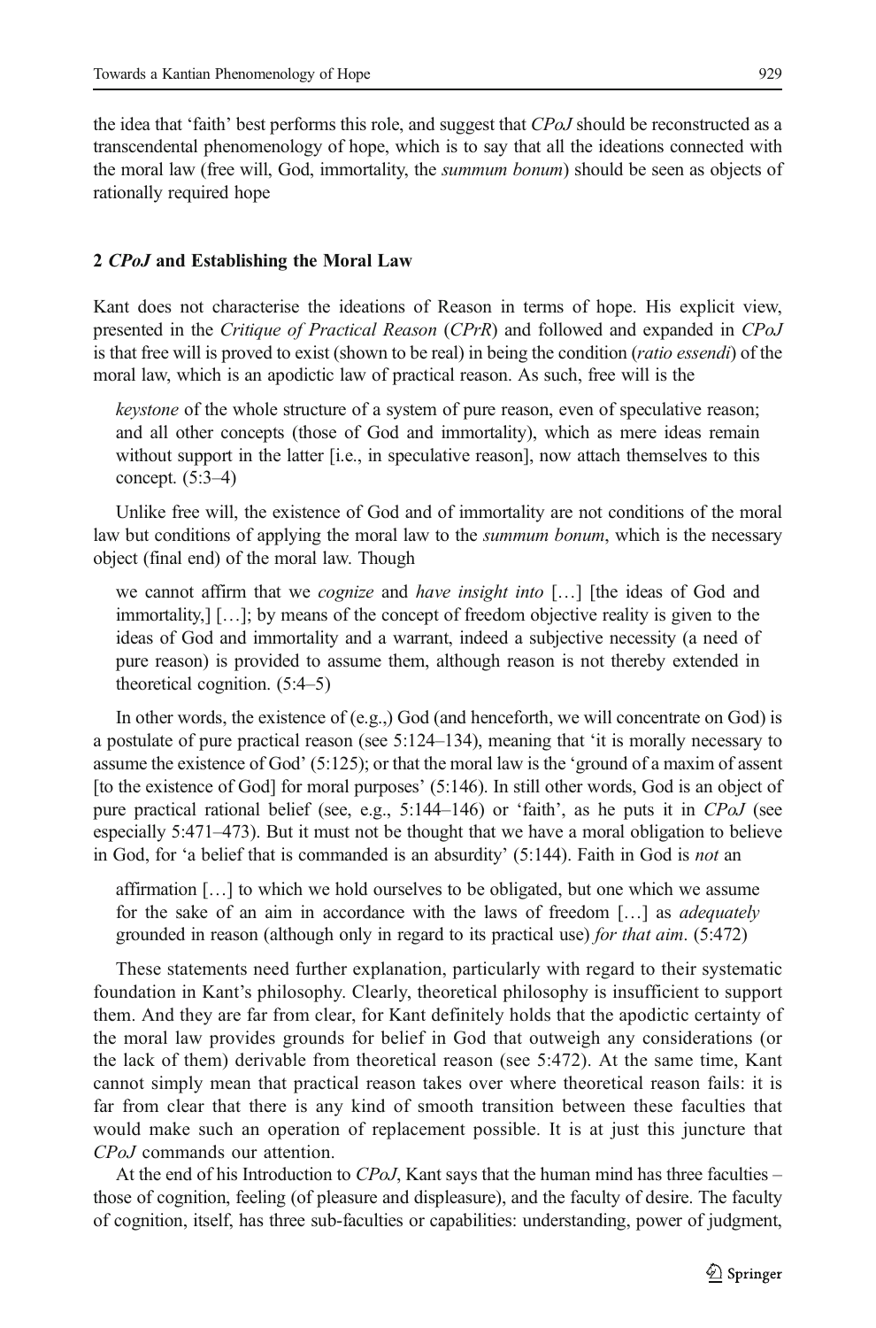the idea that 'faith' best performs this role, and suggest that *CPoJ* should be reconstructed as a transcendental phenomenology of hope, which is to say that all the ideations connected with the moral law (free will, God, immortality, the *summum bonum*) should be seen as objects of rationally required hope

## 2 *CPoJ* and Establishing the Moral Law

Kant does not characterise the ideations of Reason in terms of hope. His explicit view, presented in the *Critique of Practical Reason* (*CPrR*) and followed and expanded in *CPoJ* is that free will is proved to exist (shown to be real) in being the condition (*ratio essendi*) of the moral law, which is an apodictic law of practical reason. As such, free will is the

> *keystone* of the whole structure of a system of pure reason, even of speculative reason; and all other concepts (those of God and immortality), which as mere ideas remain without support in the latter [i.e., in speculative reason], now attach themselves to this concept. (5:3–4)

Unlike free will, the existence of God and of immortality are not conditions of the moral law but conditions of applying the moral law to the *summum bonum*, which is the necessary object (final end) of the moral law. Though

> we cannot affirm that we *cognize* and *have insight into* […] [the ideas of God and immortality,] […]; by means of the concept of freedom objective reality is given to the ideas of God and immortality and a warrant, indeed a subjective necessity (a need of pure reason) is provided to assume them, although reason is not thereby extended in theoretical cognition. (5:4–5)

In other words, the existence of (e.g.,) God (and henceforth, we will concentrate on God) is a postulate of pure practical reason (see 5:124–134), meaning that 'it is morally necessary to assume the existence of God' (5:125); or that the moral law is the 'ground of a maxim of assent [to the existence of God] for moral purposes' (5:146). In still other words, God is an object of pure practical rational belief (see, e.g., 5:144–146) or 'faith', as he puts it in *CPoJ* (see especially 5:471–473). But it must not be thought that we have a moral obligation to believe in God, for 'a belief that is commanded is an absurdity' (5:144). Faith in God is *not* an

> affirmation […] to which we hold ourselves to be obligated, but one which we assume for the sake of an aim in accordance with the laws of freedom […] as *adequately* grounded in reason (although only in regard to its practical use) *for that aim*. (5:472)

These statements need further explanation, particularly with regard to their systematic foundation in Kant's philosophy. Clearly, theoretical philosophy is insufficient to support them. And they are far from clear, for Kant definitely holds that the apodictic certainty of the moral law provides grounds for belief in God that outweigh any considerations (or the lack of them) derivable from theoretical reason (see 5:472). At the same time, Kant cannot simply mean that practical reason takes over where theoretical reason fails: it is far from clear that there is any kind of smooth transition between these faculties that would make such an operation of replacement possible. It is at just this juncture that *CPoJ* commands our attention.

At the end of his Introduction to *CPoJ*, Kant says that the human mind has three faculties – those of cognition, feeling (of pleasure and displeasure), and the faculty of desire. The faculty of cognition, itself, has three sub-faculties or capabilities: understanding, power of judgment,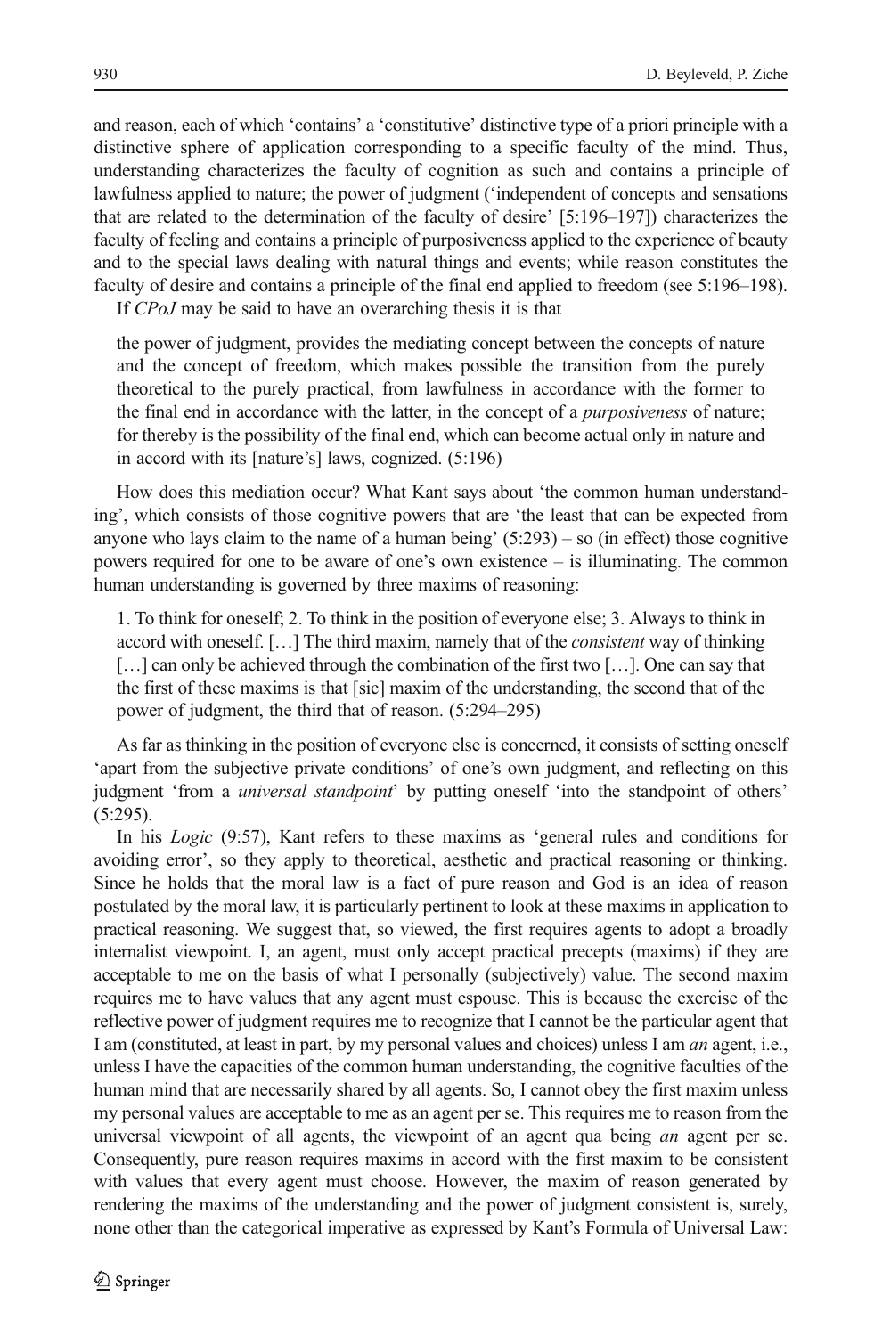and reason, each of which 'contains' a 'constitutive' distinctive type of a priori principle with a distinctive sphere of application corresponding to a specific faculty of the mind. Thus, understanding characterizes the faculty of cognition as such and contains a principle of lawfulness applied to nature; the power of judgment ('independent of concepts and sensations that are related to the determination of the faculty of desire' [5:196–197]) characterizes the faculty of feeling and contains a principle of purposiveness applied to the experience of beauty and to the special laws dealing with natural things and events; while reason constitutes the faculty of desire and contains a principle of the final end applied to freedom (see 5:196–198).

If *CPoJ* may be said to have an overarching thesis it is that

> the power of judgment, provides the mediating concept between the concepts of nature and the concept of freedom, which makes possible the transition from the purely theoretical to the purely practical, from lawfulness in accordance with the former to the final end in accordance with the latter, in the concept of a *purposiveness* of nature; for thereby is the possibility of the final end, which can become actual only in nature and in accord with its [nature's] laws, cognized. (5:196)

How does this mediation occur? What Kant says about 'the common human understanding', which consists of those cognitive powers that are 'the least that can be expected from anyone who lays claim to the name of a human being' (5:293) – so (in effect) those cognitive powers required for one to be aware of one's own existence – is illuminating. The common human understanding is governed by three maxims of reasoning:

> 1. To think for oneself; 2. To think in the position of everyone else; 3. Always to think in accord with oneself. […] The third maxim, namely that of the *consistent* way of thinking […] can only be achieved through the combination of the first two […]. One can say that the first of these maxims is that [sic] maxim of the understanding, the second that of the power of judgment, the third that of reason. (5:294–295)

As far as thinking in the position of everyone else is concerned, it consists of setting oneself 'apart from the subjective private conditions' of one's own judgment, and reflecting on this judgment 'from a *universal standpoint*' by putting oneself 'into the standpoint of others' (5:295).

In his *Logic* (9:57), Kant refers to these maxims as 'general rules and conditions for avoiding error', so they apply to theoretical, aesthetic and practical reasoning or thinking. Since he holds that the moral law is a fact of pure reason and God is an idea of reason postulated by the moral law, it is particularly pertinent to look at these maxims in application to practical reasoning. We suggest that, so viewed, the first requires agents to adopt a broadly internalist viewpoint. I, an agent, must only accept practical precepts (maxims) if they are acceptable to me on the basis of what I personally (subjectively) value. The second maxim requires me to have values that any agent must espouse. This is because the exercise of the reflective power of judgment requires me to recognize that I cannot be the particular agent that I am (constituted, at least in part, by my personal values and choices) unless I am *an* agent, i.e., unless I have the capacities of the common human understanding, the cognitive faculties of the human mind that are necessarily shared by all agents. So, I cannot obey the first maxim unless my personal values are acceptable to me as an agent per se. This requires me to reason from the universal viewpoint of all agents, the viewpoint of an agent qua being *an* agent per se. Consequently, pure reason requires maxims in accord with the first maxim to be consistent with values that every agent must choose. However, the maxim of reason generated by rendering the maxims of the understanding and the power of judgment consistent is, surely, none other than the categorical imperative as expressed by Kant's Formula of Universal Law: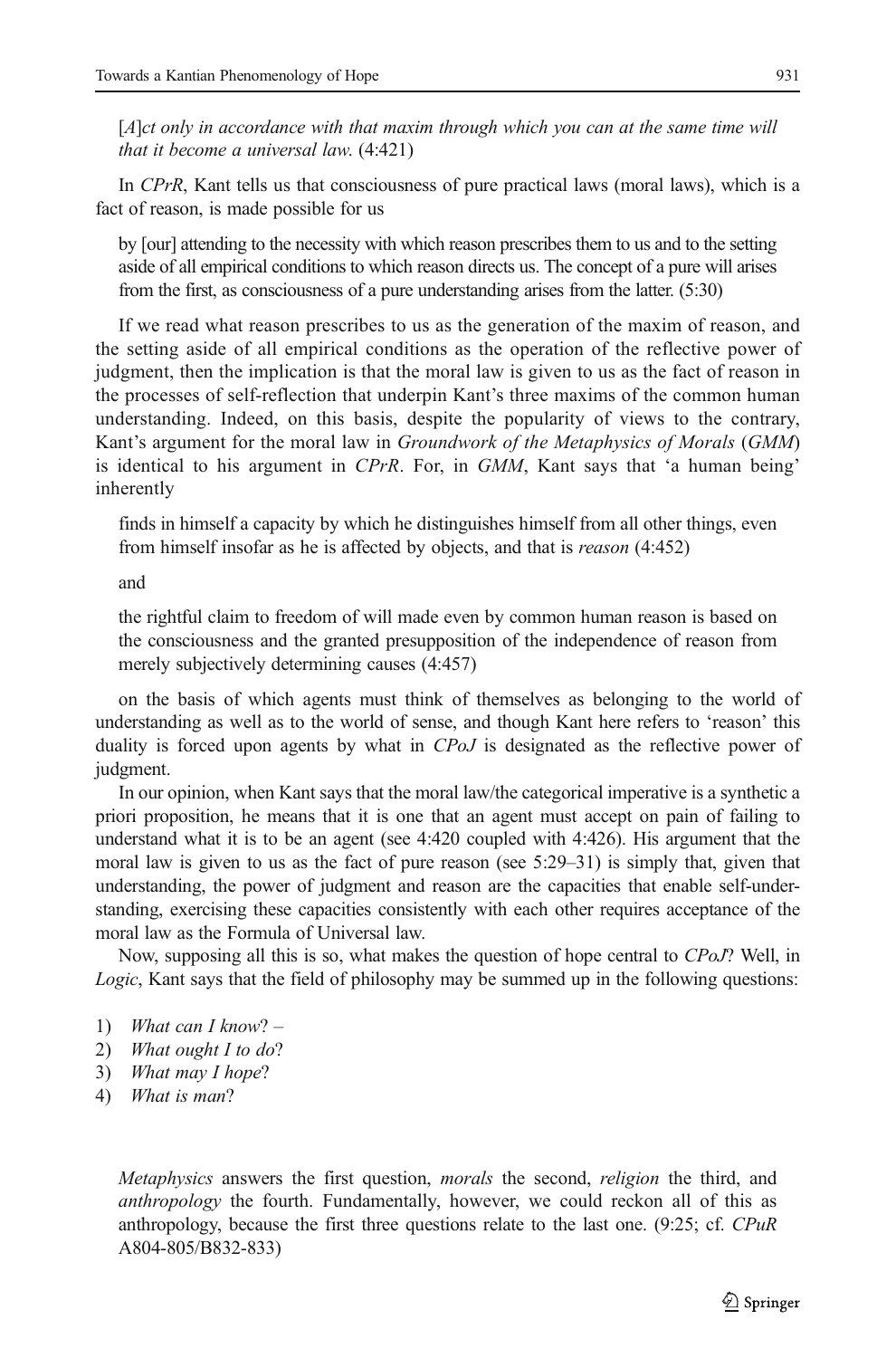[*A*]*ct only in accordance with that maxim through which you can at the same time will that it become a universal law.* (4:421)

In *CPrR*, Kant tells us that consciousness of pure practical laws (moral laws), which is a fact of reason, is made possible for us

> by [our] attending to the necessity with which reason prescribes them to us and to the setting aside of all empirical conditions to which reason directs us. The concept of a pure will arises from the first, as consciousness of a pure understanding arises from the latter. (5:30)

If we read what reason prescribes to us as the generation of the maxim of reason, and the setting aside of all empirical conditions as the operation of the reflective power of judgment, then the implication is that the moral law is given to us as the fact of reason in the processes of self-reflection that underpin Kant's three maxims of the common human understanding. Indeed, on this basis, despite the popularity of views to the contrary, Kant's argument for the moral law in *Groundwork of the Metaphysics of Morals* (*GMM*) is identical to his argument in *CPrR*. For, in *GMM*, Kant says that 'a human being' inherently

> finds in himself a capacity by which he distinguishes himself from all other things, even from himself insofar as he is affected by objects, and that is *reason* (4:452)

and

> the rightful claim to freedom of will made even by common human reason is based on the consciousness and the granted presupposition of the independence of reason from merely subjectively determining causes (4:457)

on the basis of which agents must think of themselves as belonging to the world of understanding as well as to the world of sense, and though Kant here refers to 'reason' this duality is forced upon agents by what in *CPoJ* is designated as the reflective power of judgment.

In our opinion, when Kant says that the moral law/the categorical imperative is a synthetic a priori proposition, he means that it is one that an agent must accept on pain of failing to understand what it is to be an agent (see 4:420 coupled with 4:426). His argument that the moral law is given to us as the fact of pure reason (see 5:29–31) is simply that, given that understanding, the power of judgment and reason are the capacities that enable self-understanding, exercising these capacities consistently with each other requires acceptance of the moral law as the Formula of Universal law.

Now, supposing all this is so, what makes the question of hope central to *CPoJ*? Well, in *Logic*, Kant says that the field of philosophy may be summed up in the following questions:

1) *What can I know*? –
2) *What ought I to do*?
3) *What may I hope*?
4) *What is man*?

> *Metaphysics* answers the first question, *morals* the second, *religion* the third, and *anthropology* the fourth. Fundamentally, however, we could reckon all of this as anthropology, because the first three questions relate to the last one. (9:25; cf. *CPuR* A804-805/B832-833)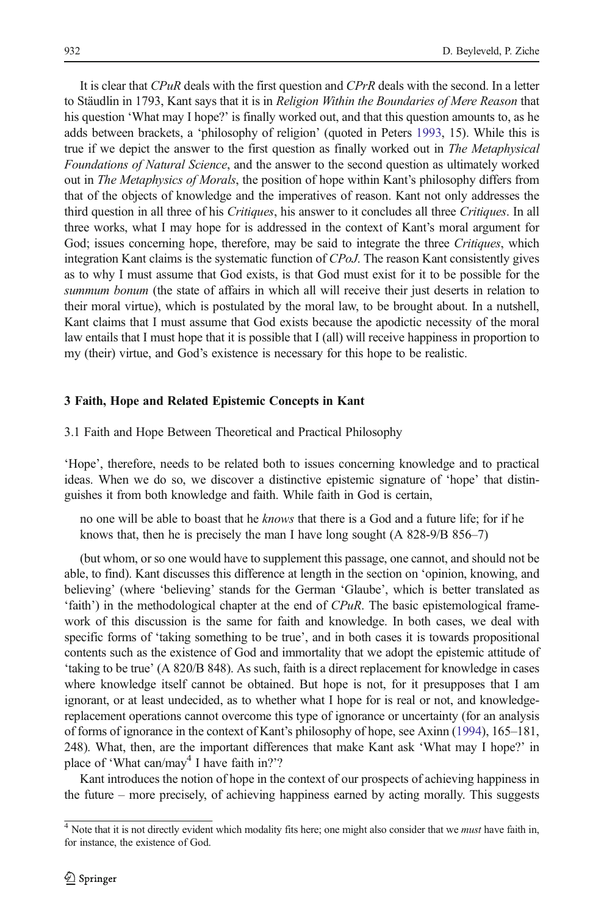It is clear that *CPuR* deals with the first question and *CPrR* deals with the second. In a letter to Stäudlin in 1793, Kant says that it is in *Religion Within the Boundaries of Mere Reason* that his question 'What may I hope?' is finally worked out, and that this question amounts to, as he adds between brackets, a 'philosophy of religion' (quoted in Peters 1993, 15). While this is true if we depict the answer to the first question as finally worked out in *The Metaphysical Foundations of Natural Science*, and the answer to the second question as ultimately worked out in *The Metaphysics of Morals*, the position of hope within Kant's philosophy differs from that of the objects of knowledge and the imperatives of reason. Kant not only addresses the third question in all three of his *Critiques*, his answer to it concludes all three *Critiques*. In all three works, what I may hope for is addressed in the context of Kant's moral argument for God; issues concerning hope, therefore, may be said to integrate the three *Critiques*, which integration Kant claims is the systematic function of *CPoJ*. The reason Kant consistently gives as to why I must assume that God exists, is that God must exist for it to be possible for the *summum bonum* (the state of affairs in which all will receive their just deserts in relation to their moral virtue), which is postulated by the moral law, to be brought about. In a nutshell, Kant claims that I must assume that God exists because the apodictic necessity of the moral law entails that I must hope that it is possible that I (all) will receive happiness in proportion to my (their) virtue, and God's existence is necessary for this hope to be realistic.

## 3 Faith, Hope and Related Epistemic Concepts in Kant

### 3.1 Faith and Hope Between Theoretical and Practical Philosophy

'Hope', therefore, needs to be related both to issues concerning knowledge and to practical ideas. When we do so, we discover a distinctive epistemic signature of 'hope' that distinguishes it from both knowledge and faith. While faith in God is certain,

> no one will be able to boast that he *knows* that there is a God and a future life; for if he knows that, then he is precisely the man I have long sought (A 828-9/B 856–7)

(but whom, or so one would have to supplement this passage, one cannot, and should not be able, to find). Kant discusses this difference at length in the section on 'opinion, knowing, and believing' (where 'believing' stands for the German 'Glaube', which is better translated as 'faith') in the methodological chapter at the end of *CPuR*. The basic epistemological framework of this discussion is the same for faith and knowledge. In both cases, we deal with specific forms of 'taking something to be true', and in both cases it is towards propositional contents such as the existence of God and immortality that we adopt the epistemic attitude of 'taking to be true' (A 820/B 848). As such, faith is a direct replacement for knowledge in cases where knowledge itself cannot be obtained. But hope is not, for it presupposes that I am ignorant, or at least undecided, as to whether what I hope for is real or not, and knowledge-replacement operations cannot overcome this type of ignorance or uncertainty (for an analysis of forms of ignorance in the context of Kant's philosophy of hope, see Axinn (1994), 165–181, 248). What, then, are the important differences that make Kant ask 'What may I hope?' in place of 'What can/may[4] I have faith in?'?

Kant introduces the notion of hope in the context of our prospects of achieving happiness in the future – more precisely, of achieving happiness earned by acting morally. This suggests

[4] Note that it is not directly evident which modality fits here; one might also consider that we *must* have faith in, for instance, the existence of God.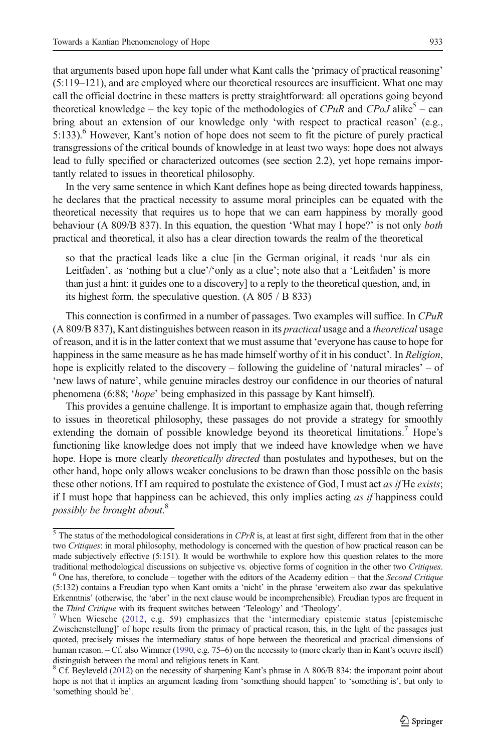that arguments based upon hope fall under what Kant calls the 'primacy of practical reasoning' (5:119–121), and are employed where our theoretical resources are insufficient. What one may call the official doctrine in these matters is pretty straightforward: all operations going beyond theoretical knowledge – the key topic of the methodologies of *CPuR* and *CPoJ* alike[5] – can bring about an extension of our knowledge only 'with respect to practical reason' (e.g., 5:133).[6] However, Kant's notion of hope does not seem to fit the picture of purely practical transgressions of the critical bounds of knowledge in at least two ways: hope does not always lead to fully specified or characterized outcomes (see section 2.2), yet hope remains importantly related to issues in theoretical philosophy.

In the very same sentence in which Kant defines hope as being directed towards happiness, he declares that the practical necessity to assume moral principles can be equated with the theoretical necessity that requires us to hope that we can earn happiness by morally good behaviour (A 809/B 837). In this equation, the question 'What may I hope?' is not only *both* practical and theoretical, it also has a clear direction towards the realm of the theoretical

> so that the practical leads like a clue [in the German original, it reads 'nur als ein Leitfaden', as 'nothing but a clue'/'only as a clue'; note also that a 'Leitfaden' is more than just a hint: it guides one to a discovery] to a reply to the theoretical question, and, in its highest form, the speculative question. (A 805 / B 833)

This connection is confirmed in a number of passages. Two examples will suffice. In *CPuR* (A 809/B 837), Kant distinguishes between reason in its *practical* usage and a *theoretical* usage of reason, and it is in the latter context that we must assume that 'everyone has cause to hope for happiness in the same measure as he has made himself worthy of it in his conduct'. In *Religion*, hope is explicitly related to the discovery – following the guideline of 'natural miracles' – of 'new laws of nature', while genuine miracles destroy our confidence in our theories of natural phenomena (6:88; '*hope*' being emphasized in this passage by Kant himself).

This provides a genuine challenge. It is important to emphasize again that, though referring to issues in theoretical philosophy, these passages do not provide a strategy for smoothly extending the domain of possible knowledge beyond its theoretical limitations.[7] Hope's functioning like knowledge does not imply that we indeed have knowledge when we have hope. Hope is more clearly *theoretically directed* than postulates and hypotheses, but on the other hand, hope only allows weaker conclusions to be drawn than those possible on the basis these other notions. If I am required to postulate the existence of God, I must act *as if* He *exists*; if I must hope that happiness can be achieved, this only implies acting *as if* happiness could *possibly be brought about*.[8]

---

[5] The status of the methodological considerations in *CPrR* is, at least at first sight, different from that in the other two *Critiques*: in moral philosophy, methodology is concerned with the question of how practical reason can be made subjectively effective (5:151). It would be worthwhile to explore how this question relates to the more traditional methodological discussions on subjective vs. objective forms of cognition in the other two *Critiques*.

[6] One has, therefore, to conclude – together with the editors of the Academy edition – that the *Second Critique* (5:132) contains a Freudian typo when Kant omits a 'nicht' in the phrase 'erweitern also zwar das spekulative Erkenntnis' (otherwise, the 'aber' in the next clause would be incomprehensible). Freudian typos are frequent in the *Third Critique* with its frequent switches between 'Teleology' and 'Theology'.

[7] When Wiesche (2012, e.g. 59) emphasizes that the 'intermediary epistemic status [epistemische Zwischenstellung]' of hope results from the primacy of practical reason, this, in the light of the passages just quoted, precisely misses the intermediary status of hope between the theoretical and practical dimensions of human reason. – Cf. also Wimmer (1990, e.g. 75–6) on the necessity to (more clearly than in Kant's oeuvre itself) distinguish between the moral and religious tenets in Kant.

[8] Cf. Beyleveld (2012) on the necessity of sharpening Kant's phrase in A 806/B 834: the important point about hope is not that it implies an argument leading from 'something should happen' to 'something is', but only to 'something should be'.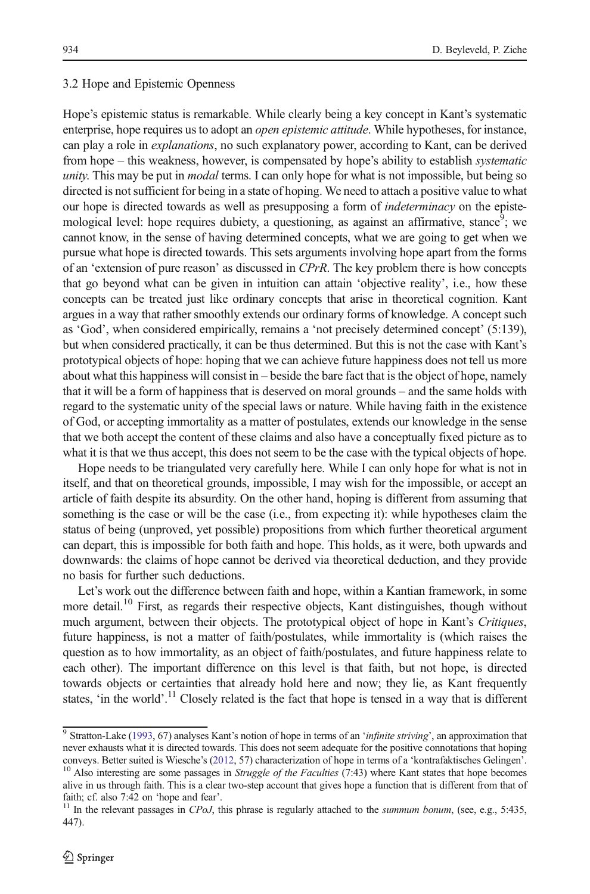### 3.2 Hope and Epistemic Openness

Hope's epistemic status is remarkable. While clearly being a key concept in Kant's systematic enterprise, hope requires us to adopt an *open epistemic attitude*. While hypotheses, for instance, can play a role in *explanations*, no such explanatory power, according to Kant, can be derived from hope – this weakness, however, is compensated by hope's ability to establish *systematic unity*. This may be put in *modal* terms. I can only hope for what is not impossible, but being so directed is not sufficient for being in a state of hoping. We need to attach a positive value to what our hope is directed towards as well as presupposing a form of *indeterminacy* on the epistemological level: hope requires dubiety, a questioning, as against an affirmative, stance[9]; we cannot know, in the sense of having determined concepts, what we are going to get when we pursue what hope is directed towards. This sets arguments involving hope apart from the forms of an 'extension of pure reason' as discussed in *CPrR*. The key problem there is how concepts that go beyond what can be given in intuition can attain 'objective reality', i.e., how these concepts can be treated just like ordinary concepts that arise in theoretical cognition. Kant argues in a way that rather smoothly extends our ordinary forms of knowledge. A concept such as 'God', when considered empirically, remains a 'not precisely determined concept' (5:139), but when considered practically, it can be thus determined. But this is not the case with Kant's prototypical objects of hope: hoping that we can achieve future happiness does not tell us more about what this happiness will consist in – beside the bare fact that is the object of hope, namely that it will be a form of happiness that is deserved on moral grounds – and the same holds with regard to the systematic unity of the special laws or nature. While having faith in the existence of God, or accepting immortality as a matter of postulates, extends our knowledge in the sense that we both accept the content of these claims and also have a conceptually fixed picture as to what it is that we thus accept, this does not seem to be the case with the typical objects of hope.

Hope needs to be triangulated very carefully here. While I can only hope for what is not in itself, and that on theoretical grounds, impossible, I may wish for the impossible, or accept an article of faith despite its absurdity. On the other hand, hoping is different from assuming that something is the case or will be the case (i.e., from expecting it): while hypotheses claim the status of being (unproved, yet possible) propositions from which further theoretical argument can depart, this is impossible for both faith and hope. This holds, as it were, both upwards and downwards: the claims of hope cannot be derived via theoretical deduction, and they provide no basis for further such deductions.

Let's work out the difference between faith and hope, within a Kantian framework, in some more detail.[10] First, as regards their respective objects, Kant distinguishes, though without much argument, between their objects. The prototypical object of hope in Kant's *Critiques*, future happiness, is not a matter of faith/postulates, while immortality is (which raises the question as to how immortality, as an object of faith/postulates, and future happiness relate to each other). The important difference on this level is that faith, but not hope, is directed towards objects or certainties that already hold here and now; they lie, as Kant frequently states, 'in the world'.[11] Closely related is the fact that hope is tensed in a way that is different

---

[9] Stratton-Lake (1993, 67) analyses Kant's notion of hope in terms of an '*infinite striving*', an approximation that never exhausts what it is directed towards. This does not seem adequate for the positive connotations that hoping conveys. Better suited is Wiesche's (2012, 57) characterization of hope in terms of a 'kontrafaktisches Gelingen'.

[10] Also interesting are some passages in *Struggle of the Faculties* (7:43) where Kant states that hope becomes alive in us through faith. This is a clear two-step account that gives hope a function that is different from that of faith; cf. also 7:42 on 'hope and fear'.

[11] In the relevant passages in *CPoJ*, this phrase is regularly attached to the *summum bonum*, (see, e.g., 5:435, 447).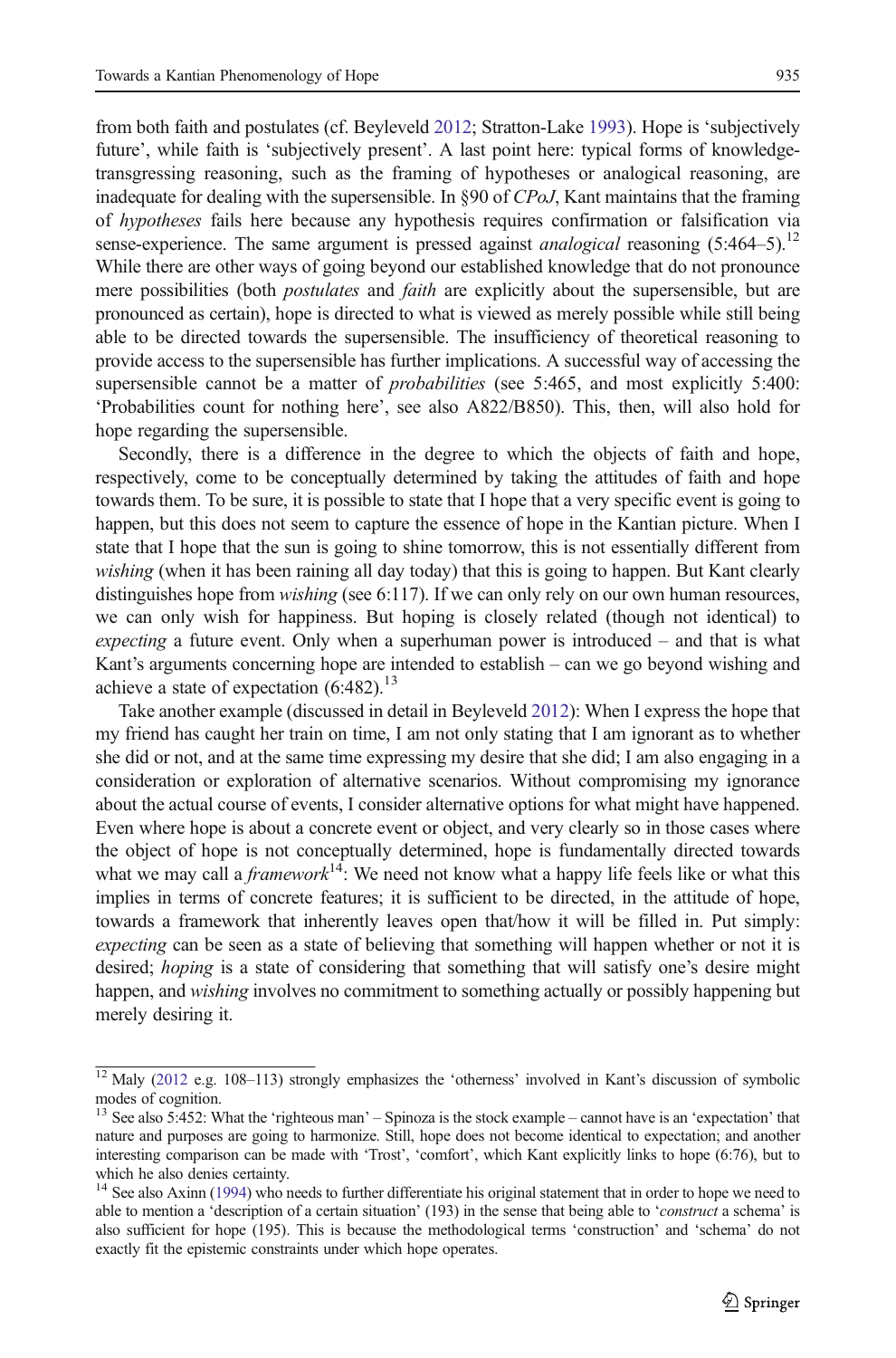from both faith and postulates (cf. Beyleveld 2012; Stratton-Lake 1993). Hope is 'subjectively future', while faith is 'subjectively present'. A last point here: typical forms of knowledge-transgressing reasoning, such as the framing of hypotheses or analogical reasoning, are inadequate for dealing with the supersensible. In §90 of *CPoJ*, Kant maintains that the framing of *hypotheses* fails here because any hypothesis requires confirmation or falsification via sense-experience. The same argument is pressed against *analogical* reasoning (5:464–5).[12] While there are other ways of going beyond our established knowledge that do not pronounce mere possibilities (both *postulates* and *faith* are explicitly about the supersensible, but are pronounced as certain), hope is directed to what is viewed as merely possible while still being able to be directed towards the supersensible. The insufficiency of theoretical reasoning to provide access to the supersensible has further implications. A successful way of accessing the supersensible cannot be a matter of *probabilities* (see 5:465, and most explicitly 5:400: 'Probabilities count for nothing here', see also A822/B850). This, then, will also hold for hope regarding the supersensible.

Secondly, there is a difference in the degree to which the objects of faith and hope, respectively, come to be conceptually determined by taking the attitudes of faith and hope towards them. To be sure, it is possible to state that I hope that a very specific event is going to happen, but this does not seem to capture the essence of hope in the Kantian picture. When I state that I hope that the sun is going to shine tomorrow, this is not essentially different from *wishing* (when it has been raining all day today) that this is going to happen. But Kant clearly distinguishes hope from *wishing* (see 6:117). If we can only rely on our own human resources, we can only wish for happiness. But hoping is closely related (though not identical) to *expecting* a future event. Only when a superhuman power is introduced – and that is what Kant's arguments concerning hope are intended to establish – can we go beyond wishing and achieve a state of expectation (6:482).[13]

Take another example (discussed in detail in Beyleveld 2012): When I express the hope that my friend has caught her train on time, I am not only stating that I am ignorant as to whether she did or not, and at the same time expressing my desire that she did; I am also engaging in a consideration or exploration of alternative scenarios. Without compromising my ignorance about the actual course of events, I consider alternative options for what might have happened. Even where hope is about a concrete event or object, and very clearly so in those cases where the object of hope is not conceptually determined, hope is fundamentally directed towards what we may call a *framework*[14]: We need not know what a happy life feels like or what this implies in terms of concrete features; it is sufficient to be directed, in the attitude of hope, towards a framework that inherently leaves open that/how it will be filled in. Put simply: *expecting* can be seen as a state of believing that something will happen whether or not it is desired; *hoping* is a state of considering that something that will satisfy one's desire might happen, and *wishing* involves no commitment to something actually or possibly happening but merely desiring it.

---

[12] Maly (2012 e.g. 108–113) strongly emphasizes the 'otherness' involved in Kant's discussion of symbolic modes of cognition.

[13] See also 5:452: What the 'righteous man' – Spinoza is the stock example – cannot have is an 'expectation' that nature and purposes are going to harmonize. Still, hope does not become identical to expectation; and another interesting comparison can be made with 'Trost', 'comfort', which Kant explicitly links to hope (6:76), but to which he also denies certainty.

[14] See also Axinn (1994) who needs to further differentiate his original statement that in order to hope we need to able to mention a 'description of a certain situation' (193) in the sense that being able to '*construct* a schema' is also sufficient for hope (195). This is because the methodological terms 'construction' and 'schema' do not exactly fit the epistemic constraints under which hope operates.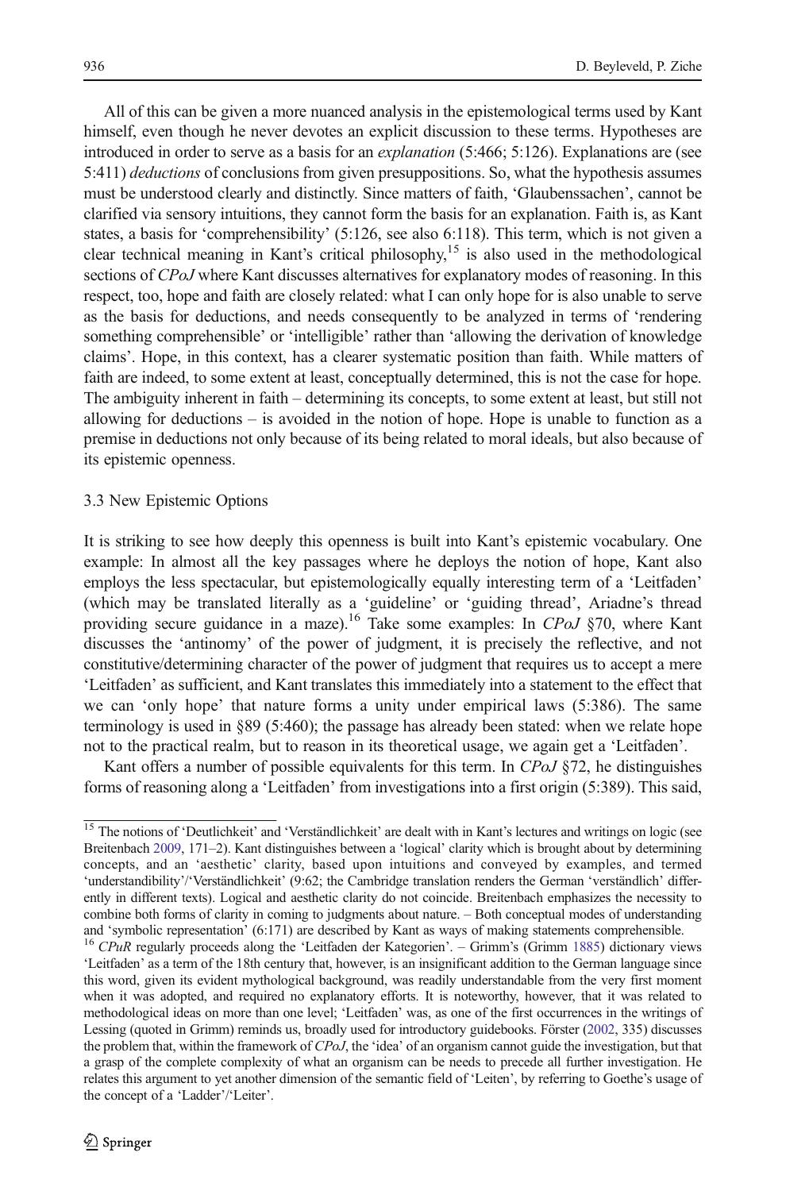All of this can be given a more nuanced analysis in the epistemological terms used by Kant himself, even though he never devotes an explicit discussion to these terms. Hypotheses are introduced in order to serve as a basis for an *explanation* (5:466; 5:126). Explanations are (see 5:411) *deductions* of conclusions from given presuppositions. So, what the hypothesis assumes must be understood clearly and distinctly. Since matters of faith, 'Glaubenssachen', cannot be clarified via sensory intuitions, they cannot form the basis for an explanation. Faith is, as Kant states, a basis for 'comprehensibility' (5:126, see also 6:118). This term, which is not given a clear technical meaning in Kant's critical philosophy,[15] is also used in the methodological sections of *CPoJ* where Kant discusses alternatives for explanatory modes of reasoning. In this respect, too, hope and faith are closely related: what I can only hope for is also unable to serve as the basis for deductions, and needs consequently to be analyzed in terms of 'rendering something comprehensible' or 'intelligible' rather than 'allowing the derivation of knowledge claims'. Hope, in this context, has a clearer systematic position than faith. While matters of faith are indeed, to some extent at least, conceptually determined, this is not the case for hope. The ambiguity inherent in faith – determining its concepts, to some extent at least, but still not allowing for deductions – is avoided in the notion of hope. Hope is unable to function as a premise in deductions not only because of its being related to moral ideals, but also because of its epistemic openness.

### 3.3 New Epistemic Options

It is striking to see how deeply this openness is built into Kant's epistemic vocabulary. One example: In almost all the key passages where he deploys the notion of hope, Kant also employs the less spectacular, but epistemologically equally interesting term of a 'Leitfaden' (which may be translated literally as a 'guideline' or 'guiding thread', Ariadne's thread providing secure guidance in a maze).[16] Take some examples: In *CPoJ* §70, where Kant discusses the 'antinomy' of the power of judgment, it is precisely the reflective, and not constitutive/determining character of the power of judgment that requires us to accept a mere 'Leitfaden' as sufficient, and Kant translates this immediately into a statement to the effect that we can 'only hope' that nature forms a unity under empirical laws (5:386). The same terminology is used in §89 (5:460); the passage has already been stated: when we relate hope not to the practical realm, but to reason in its theoretical usage, we again get a 'Leitfaden'.

Kant offers a number of possible equivalents for this term. In *CPoJ* §72, he distinguishes forms of reasoning along a 'Leitfaden' from investigations into a first origin (5:389). This said,

---

[15] The notions of 'Deutlichkeit' and 'Verständlichkeit' are dealt with in Kant's lectures and writings on logic (see Breitenbach 2009, 171–2). Kant distinguishes between a 'logical' clarity which is brought about by determining concepts, and an 'aesthetic' clarity, based upon intuitions and conveyed by examples, and termed 'understandibility'/'Verständlichkeit' (9:62; the Cambridge translation renders the German 'verständlich' differently in different texts). Logical and aesthetic clarity do not coincide. Breitenbach emphasizes the necessity to combine both forms of clarity in coming to judgments about nature. – Both conceptual modes of understanding and 'symbolic representation' (6:171) are described by Kant as ways of making statements comprehensible.

[16] *CPuR* regularly proceeds along the 'Leitfaden der Kategorien'. – Grimm's (Grimm 1885) dictionary views 'Leitfaden' as a term of the 18th century that, however, is an insignificant addition to the German language since this word, given its evident mythological background, was readily understandable from the very first moment when it was adopted, and required no explanatory efforts. It is noteworthy, however, that it was related to methodological ideas on more than one level; 'Leitfaden' was, as one of the first occurrences in the writings of Lessing (quoted in Grimm) reminds us, broadly used for introductory guidebooks. Förster (2002, 335) discusses the problem that, within the framework of *CPoJ*, the 'idea' of an organism cannot guide the investigation, but that a grasp of the complete complexity of what an organism can be needs to precede all further investigation. He relates this argument to yet another dimension of the semantic field of 'Leiten', by referring to Goethe's usage of the concept of a 'Ladder'/'Leiter'.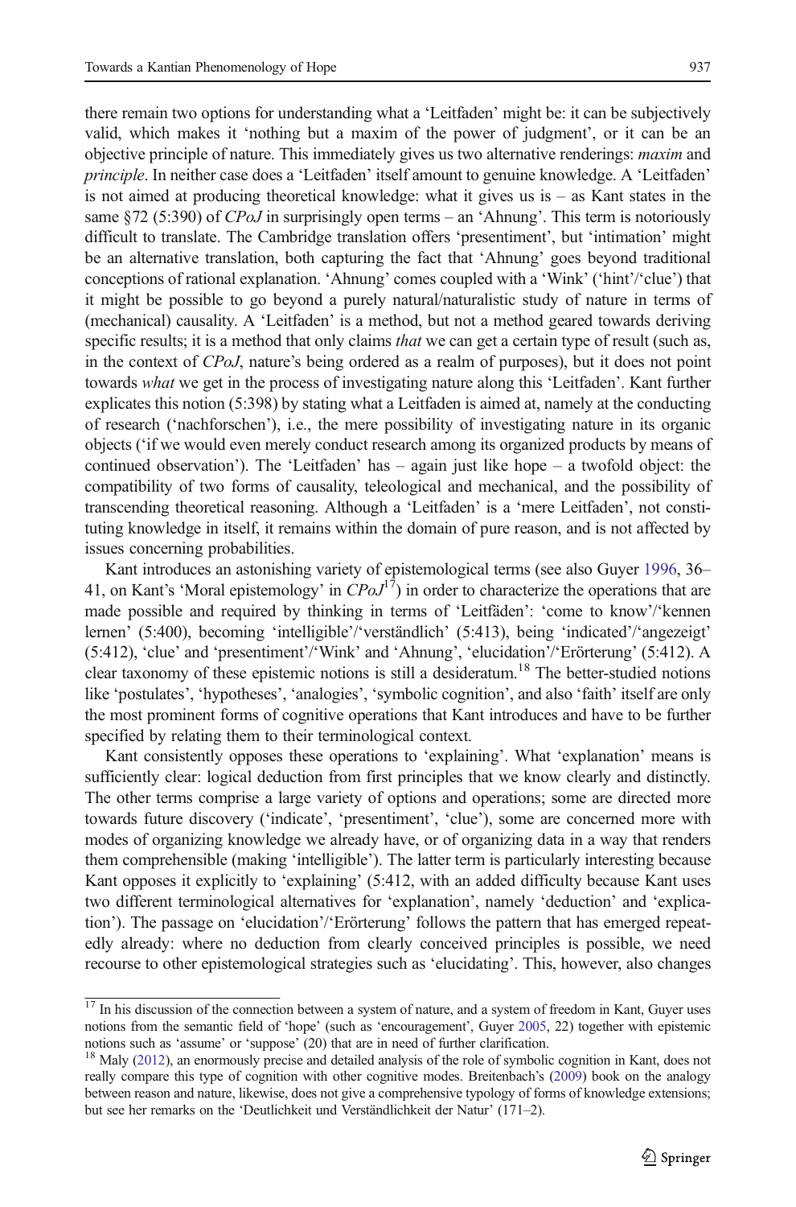there remain two options for understanding what a 'Leitfaden' might be: it can be subjectively valid, which makes it 'nothing but a maxim of the power of judgment', or it can be an objective principle of nature. This immediately gives us two alternative renderings: *maxim* and *principle*. In neither case does a 'Leitfaden' itself amount to genuine knowledge. A 'Leitfaden' is not aimed at producing theoretical knowledge: what it gives us is – as Kant states in the same §72 (5:390) of *CPoJ* in surprisingly open terms – an 'Ahnung'. This term is notoriously difficult to translate. The Cambridge translation offers 'presentiment', but 'intimation' might be an alternative translation, both capturing the fact that 'Ahnung' goes beyond traditional conceptions of rational explanation. 'Ahnung' comes coupled with a 'Wink' ('hint'/'clue') that it might be possible to go beyond a purely natural/naturalistic study of nature in terms of (mechanical) causality. A 'Leitfaden' is a method, but not a method geared towards deriving specific results; it is a method that only claims *that* we can get a certain type of result (such as, in the context of *CPoJ*, nature's being ordered as a realm of purposes), but it does not point towards *what* we get in the process of investigating nature along this 'Leitfaden'. Kant further explicates this notion (5:398) by stating what a Leitfaden is aimed at, namely at the conducting of research ('nachforschen'), i.e., the mere possibility of investigating nature in its organic objects ('if we would even merely conduct research among its organized products by means of continued observation'). The 'Leitfaden' has – again just like hope – a twofold object: the compatibility of two forms of causality, teleological and mechanical, and the possibility of transcending theoretical reasoning. Although a 'Leitfaden' is a 'mere Leitfaden', not constituting knowledge in itself, it remains within the domain of pure reason, and is not affected by issues concerning probabilities.

Kant introduces an astonishing variety of epistemological terms (see also Guyer 1996, 36–41, on Kant's 'Moral epistemology' in *CPoJ*[17]) in order to characterize the operations that are made possible and required by thinking in terms of 'Leitfäden': 'come to know'/'kennen lernen' (5:400), becoming 'intelligible'/'verständlich' (5:413), being 'indicated'/'angezeigt' (5:412), 'clue' and 'presentiment'/'Wink' and 'Ahnung', 'elucidation'/'Erörterung' (5:412). A clear taxonomy of these epistemic notions is still a desideratum.[18] The better-studied notions like 'postulates', 'hypotheses', 'analogies', 'symbolic cognition', and also 'faith' itself are only the most prominent forms of cognitive operations that Kant introduces and have to be further specified by relating them to their terminological context.

Kant consistently opposes these operations to 'explaining'. What 'explanation' means is sufficiently clear: logical deduction from first principles that we know clearly and distinctly. The other terms comprise a large variety of options and operations; some are directed more towards future discovery ('indicate', 'presentiment', 'clue'), some are concerned more with modes of organizing knowledge we already have, or of organizing data in a way that renders them comprehensible (making 'intelligible'). The latter term is particularly interesting because Kant opposes it explicitly to 'explaining' (5:412, with an added difficulty because Kant uses two different terminological alternatives for 'explanation', namely 'deduction' and 'explication'). The passage on 'elucidation'/'Erörterung' follows the pattern that has emerged repeatedly already: where no deduction from clearly conceived principles is possible, we need recourse to other epistemological strategies such as 'elucidating'. This, however, also changes

[17] In his discussion of the connection between a system of nature, and a system of freedom in Kant, Guyer uses notions from the semantic field of 'hope' (such as 'encouragement', Guyer 2005, 22) together with epistemic notions such as 'assume' or 'suppose' (20) that are in need of further clarification.

[18] Maly (2012), an enormously precise and detailed analysis of the role of symbolic cognition in Kant, does not really compare this type of cognition with other cognitive modes. Breitenbach's (2009) book on the analogy between reason and nature, likewise, does not give a comprehensive typology of forms of knowledge extensions; but see her remarks on the 'Deutlichkeit und Verständlichkeit der Natur' (171–2).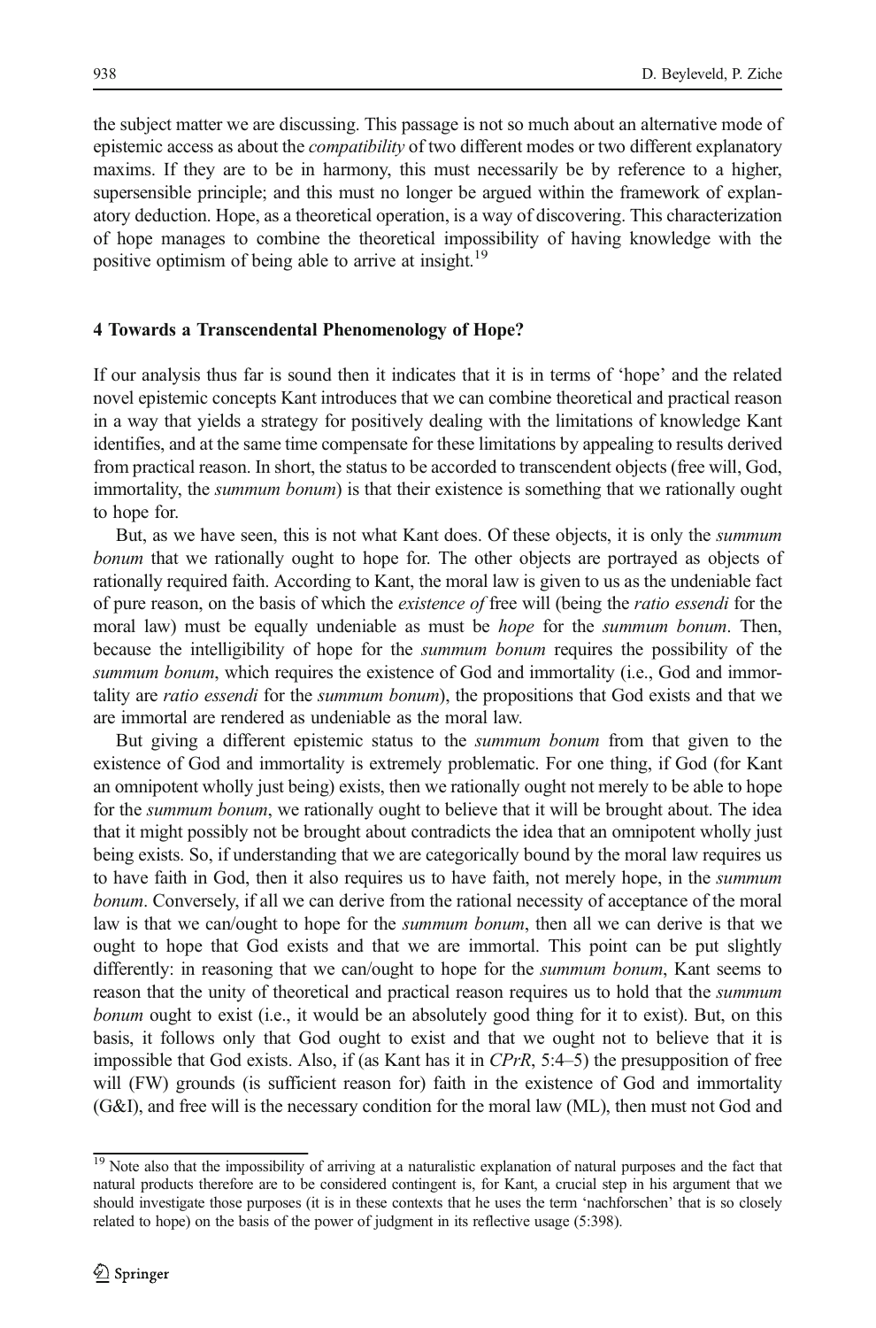the subject matter we are discussing. This passage is not so much about an alternative mode of epistemic access as about the *compatibility* of two different modes or two different explanatory maxims. If they are to be in harmony, this must necessarily be by reference to a higher, supersensible principle; and this must no longer be argued within the framework of explanatory deduction. Hope, as a theoretical operation, is a way of discovering. This characterization of hope manages to combine the theoretical impossibility of having knowledge with the positive optimism of being able to arrive at insight.[19]

## 4 Towards a Transcendental Phenomenology of Hope?

If our analysis thus far is sound then it indicates that it is in terms of 'hope' and the related novel epistemic concepts Kant introduces that we can combine theoretical and practical reason in a way that yields a strategy for positively dealing with the limitations of knowledge Kant identifies, and at the same time compensate for these limitations by appealing to results derived from practical reason. In short, the status to be accorded to transcendent objects (free will, God, immortality, the *summum bonum*) is that their existence is something that we rationally ought to hope for.

But, as we have seen, this is not what Kant does. Of these objects, it is only the *summum bonum* that we rationally ought to hope for. The other objects are portrayed as objects of rationally required faith. According to Kant, the moral law is given to us as the undeniable fact of pure reason, on the basis of which the *existence of* free will (being the *ratio essendi* for the moral law) must be equally undeniable as must be *hope* for the *summum bonum*. Then, because the intelligibility of hope for the *summum bonum* requires the possibility of the *summum bonum*, which requires the existence of God and immortality (i.e., God and immortality are *ratio essendi* for the *summum bonum*), the propositions that God exists and that we are immortal are rendered as undeniable as the moral law.

But giving a different epistemic status to the *summum bonum* from that given to the existence of God and immortality is extremely problematic. For one thing, if God (for Kant an omnipotent wholly just being) exists, then we rationally ought not merely to be able to hope for the *summum bonum*, we rationally ought to believe that it will be brought about. The idea that it might possibly not be brought about contradicts the idea that an omnipotent wholly just being exists. So, if understanding that we are categorically bound by the moral law requires us to have faith in God, then it also requires us to have faith, not merely hope, in the *summum bonum*. Conversely, if all we can derive from the rational necessity of acceptance of the moral law is that we can/ought to hope for the *summum bonum*, then all we can derive is that we ought to hope that God exists and that we are immortal. This point can be put slightly differently: in reasoning that we can/ought to hope for the *summum bonum*, Kant seems to reason that the unity of theoretical and practical reason requires us to hold that the *summum bonum* ought to exist (i.e., it would be an absolutely good thing for it to exist). But, on this basis, it follows only that God ought to exist and that we ought not to believe that it is impossible that God exists. Also, if (as Kant has it in *CPrR*, 5:4–5) the presupposition of free will (FW) grounds (is sufficient reason for) faith in the existence of God and immortality (G&I), and free will is the necessary condition for the moral law (ML), then must not God and

[19] Note also that the impossibility of arriving at a naturalistic explanation of natural purposes and the fact that natural products therefore are to be considered contingent is, for Kant, a crucial step in his argument that we should investigate those purposes (it is in these contexts that he uses the term 'nachforschen' that is so closely related to hope) on the basis of the power of judgment in its reflective usage (5:398).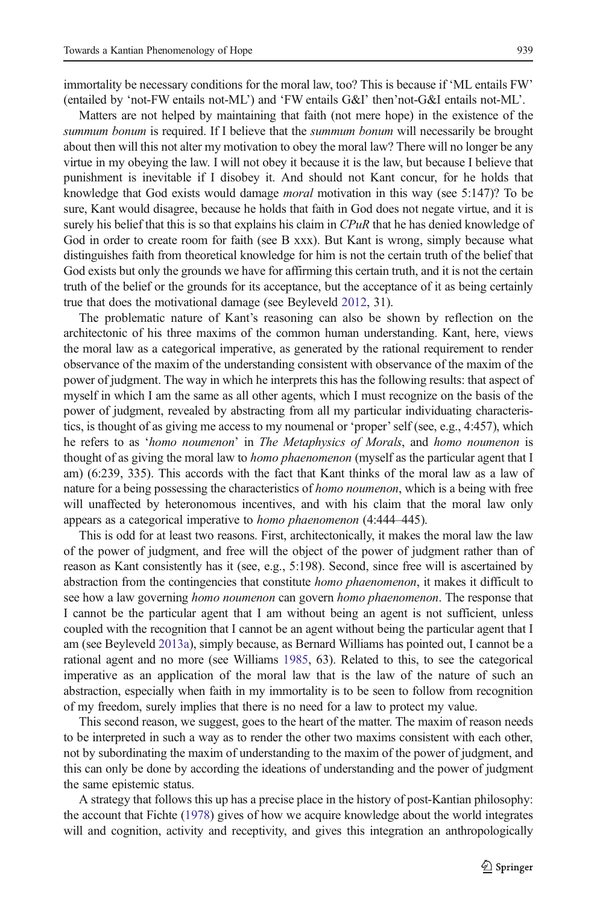immortality be necessary conditions for the moral law, too? This is because if 'ML entails FW' (entailed by 'not-FW entails not-ML') and 'FW entails G&I' then'not-G&I entails not-ML'.

Matters are not helped by maintaining that faith (not mere hope) in the existence of the *summum bonum* is required. If I believe that the *summum bonum* will necessarily be brought about then will this not alter my motivation to obey the moral law? There will no longer be any virtue in my obeying the law. I will not obey it because it is the law, but because I believe that punishment is inevitable if I disobey it. And should not Kant concur, for he holds that knowledge that God exists would damage *moral* motivation in this way (see 5:147)? To be sure, Kant would disagree, because he holds that faith in God does not negate virtue, and it is surely his belief that this is so that explains his claim in *CPuR* that he has denied knowledge of God in order to create room for faith (see B xxx). But Kant is wrong, simply because what distinguishes faith from theoretical knowledge for him is not the certain truth of the belief that God exists but only the grounds we have for affirming this certain truth, and it is not the certain truth of the belief or the grounds for its acceptance, but the acceptance of it as being certainly true that does the motivational damage (see Beyleveld 2012, 31).

The problematic nature of Kant's reasoning can also be shown by reflection on the architectonic of his three maxims of the common human understanding. Kant, here, views the moral law as a categorical imperative, as generated by the rational requirement to render observance of the maxim of the understanding consistent with observance of the maxim of the power of judgment. The way in which he interprets this has the following results: that aspect of myself in which I am the same as all other agents, which I must recognize on the basis of the power of judgment, revealed by abstracting from all my particular individuating characteristics, is thought of as giving me access to my noumenal or 'proper' self (see, e.g., 4:457), which he refers to as '*homo noumenon*' in *The Metaphysics of Morals*, and *homo noumenon* is thought of as giving the moral law to *homo phaenomenon* (myself as the particular agent that I am) (6:239, 335). This accords with the fact that Kant thinks of the moral law as a law of nature for a being possessing the characteristics of *homo noumenon*, which is a being with free will unaffected by heteronomous incentives, and with his claim that the moral law only appears as a categorical imperative to *homo phaenomenon* (4:444–445).

This is odd for at least two reasons. First, architectonically, it makes the moral law the law of the power of judgment, and free will the object of the power of judgment rather than of reason as Kant consistently has it (see, e.g., 5:198). Second, since free will is ascertained by abstraction from the contingencies that constitute *homo phaenomenon*, it makes it difficult to see how a law governing *homo noumenon* can govern *homo phaenomenon*. The response that I cannot be the particular agent that I am without being an agent is not sufficient, unless coupled with the recognition that I cannot be an agent without being the particular agent that I am (see Beyleveld 2013a), simply because, as Bernard Williams has pointed out, I cannot be a rational agent and no more (see Williams 1985, 63). Related to this, to see the categorical imperative as an application of the moral law that is the law of the nature of such an abstraction, especially when faith in my immortality is to be seen to follow from recognition of my freedom, surely implies that there is no need for a law to protect my value.

This second reason, we suggest, goes to the heart of the matter. The maxim of reason needs to be interpreted in such a way as to render the other two maxims consistent with each other, not by subordinating the maxim of understanding to the maxim of the power of judgment, and this can only be done by according the ideations of understanding and the power of judgment the same epistemic status.

A strategy that follows this up has a precise place in the history of post-Kantian philosophy: the account that Fichte (1978) gives of how we acquire knowledge about the world integrates will and cognition, activity and receptivity, and gives this integration an anthropologically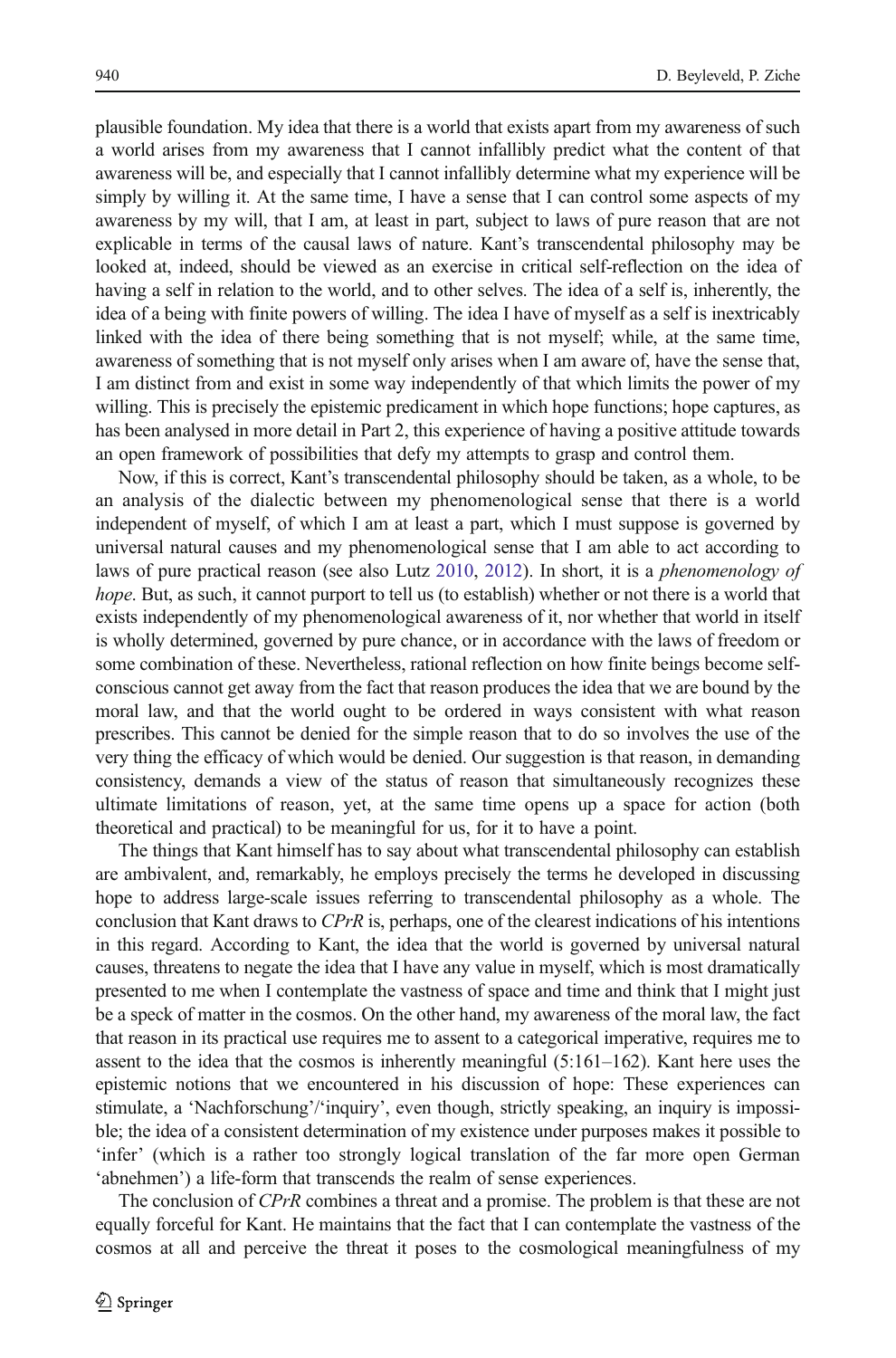plausible foundation. My idea that there is a world that exists apart from my awareness of such a world arises from my awareness that I cannot infallibly predict what the content of that awareness will be, and especially that I cannot infallibly determine what my experience will be simply by willing it. At the same time, I have a sense that I can control some aspects of my awareness by my will, that I am, at least in part, subject to laws of pure reason that are not explicable in terms of the causal laws of nature. Kant's transcendental philosophy may be looked at, indeed, should be viewed as an exercise in critical self-reflection on the idea of having a self in relation to the world, and to other selves. The idea of a self is, inherently, the idea of a being with finite powers of willing. The idea I have of myself as a self is inextricably linked with the idea of there being something that is not myself; while, at the same time, awareness of something that is not myself only arises when I am aware of, have the sense that, I am distinct from and exist in some way independently of that which limits the power of my willing. This is precisely the epistemic predicament in which hope functions; hope captures, as has been analysed in more detail in Part 2, this experience of having a positive attitude towards an open framework of possibilities that defy my attempts to grasp and control them.

Now, if this is correct, Kant's transcendental philosophy should be taken, as a whole, to be an analysis of the dialectic between my phenomenological sense that there is a world independent of myself, of which I am at least a part, which I must suppose is governed by universal natural causes and my phenomenological sense that I am able to act according to laws of pure practical reason (see also Lutz 2010, 2012). In short, it is a *phenomenology of hope*. But, as such, it cannot purport to tell us (to establish) whether or not there is a world that exists independently of my phenomenological awareness of it, nor whether that world in itself is wholly determined, governed by pure chance, or in accordance with the laws of freedom or some combination of these. Nevertheless, rational reflection on how finite beings become self-conscious cannot get away from the fact that reason produces the idea that we are bound by the moral law, and that the world ought to be ordered in ways consistent with what reason prescribes. This cannot be denied for the simple reason that to do so involves the use of the very thing the efficacy of which would be denied. Our suggestion is that reason, in demanding consistency, demands a view of the status of reason that simultaneously recognizes these ultimate limitations of reason, yet, at the same time opens up a space for action (both theoretical and practical) to be meaningful for us, for it to have a point.

The things that Kant himself has to say about what transcendental philosophy can establish are ambivalent, and, remarkably, he employs precisely the terms he developed in discussing hope to address large-scale issues referring to transcendental philosophy as a whole. The conclusion that Kant draws to *CPrR* is, perhaps, one of the clearest indications of his intentions in this regard. According to Kant, the idea that the world is governed by universal natural causes, threatens to negate the idea that I have any value in myself, which is most dramatically presented to me when I contemplate the vastness of space and time and think that I might just be a speck of matter in the cosmos. On the other hand, my awareness of the moral law, the fact that reason in its practical use requires me to assent to a categorical imperative, requires me to assent to the idea that the cosmos is inherently meaningful (5:161–162). Kant here uses the epistemic notions that we encountered in his discussion of hope: These experiences can stimulate, a 'Nachforschung'/'inquiry', even though, strictly speaking, an inquiry is impossible; the idea of a consistent determination of my existence under purposes makes it possible to 'infer' (which is a rather too strongly logical translation of the far more open German 'abnehmen') a life-form that transcends the realm of sense experiences.

The conclusion of *CPrR* combines a threat and a promise. The problem is that these are not equally forceful for Kant. He maintains that the fact that I can contemplate the vastness of the cosmos at all and perceive the threat it poses to the cosmological meaningfulness of my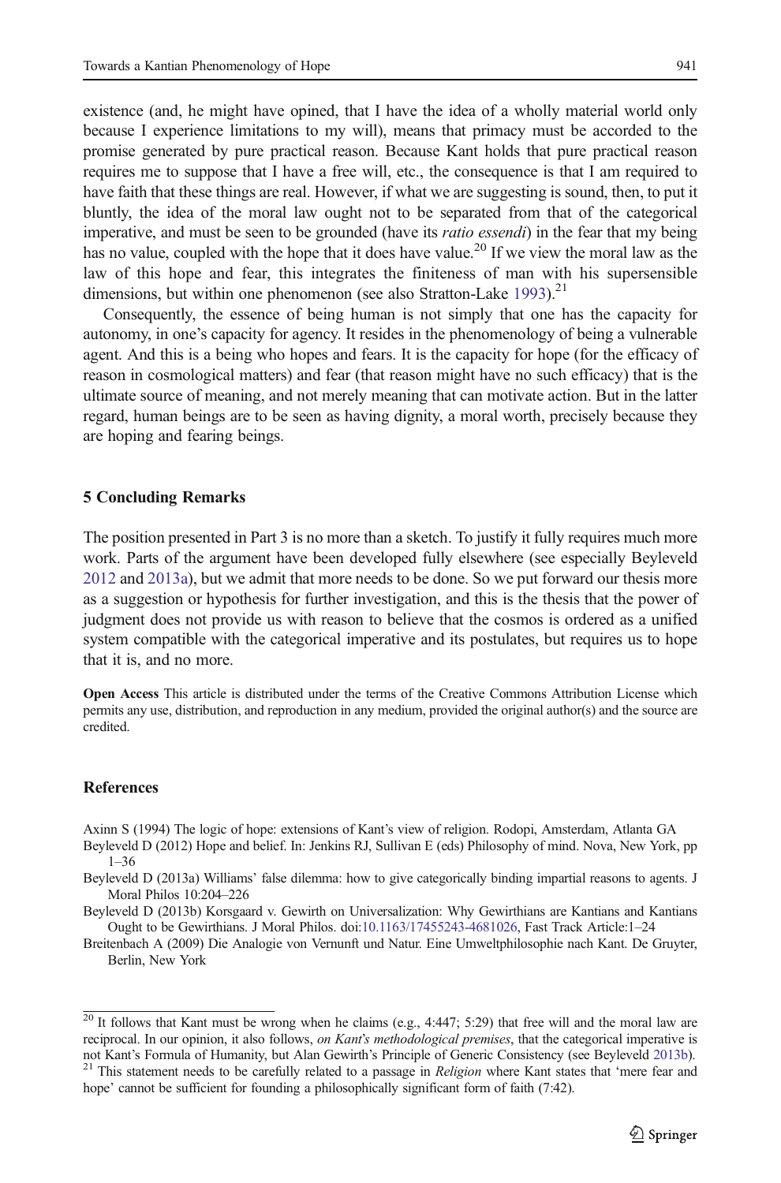existence (and, he might have opined, that I have the idea of a wholly material world only because I experience limitations to my will), means that primacy must be accorded to the promise generated by pure practical reason. Because Kant holds that pure practical reason requires me to suppose that I have a free will, etc., the consequence is that I am required to have faith that these things are real. However, if what we are suggesting is sound, then, to put it bluntly, the idea of the moral law ought not to be separated from that of the categorical imperative, and must be seen to be grounded (have its *ratio essendi*) in the fear that my being has no value, coupled with the hope that it does have value.[20] If we view the moral law as the law of this hope and fear, this integrates the finiteness of man with his supersensible dimensions, but within one phenomenon (see also Stratton-Lake 1993).[21]

Consequently, the essence of being human is not simply that one has the capacity for autonomy, in one's capacity for agency. It resides in the phenomenology of being a vulnerable agent. And this is a being who hopes and fears. It is the capacity for hope (for the efficacy of reason in cosmological matters) and fear (that reason might have no such efficacy) that is the ultimate source of meaning, and not merely meaning that can motivate action. But in the latter regard, human beings are to be seen as having dignity, a moral worth, precisely because they are hoping and fearing beings.

## 5 Concluding Remarks

The position presented in Part 3 is no more than a sketch. To justify it fully requires much more work. Parts of the argument have been developed fully elsewhere (see especially Beyleveld 2012 and 2013a), but we admit that more needs to be done. So we put forward our thesis more as a suggestion or hypothesis for further investigation, and this is the thesis that the power of judgment does not provide us with reason to believe that the cosmos is ordered as a unified system compatible with the categorical imperative and its postulates, but requires us to hope that it is, and no more.

**Open Access** This article is distributed under the terms of the Creative Commons Attribution License which permits any use, distribution, and reproduction in any medium, provided the original author(s) and the source are credited.

## References

Axinn S (1994) The logic of hope: extensions of Kant's view of religion. Rodopi, Amsterdam, Atlanta GA

Beyleveld D (2012) Hope and belief. In: Jenkins RJ, Sullivan E (eds) Philosophy of mind. Nova, New York, pp 1–36

Beyleveld D (2013a) Williams' false dilemma: how to give categorically binding impartial reasons to agents. J Moral Philos 10:204–226

Beyleveld D (2013b) Korsgaard v. Gewirth on Universalization: Why Gewirthians are Kantians and Kantians Ought to be Gewirthians. J Moral Philos. doi:10.1163/17455243-4681026, Fast Track Article:1–24

Breitenbach A (2009) Die Analogie von Vernunft und Natur. Eine Umweltphilosophie nach Kant. De Gruyter, Berlin, New York

---

[20] It follows that Kant must be wrong when he claims (e.g., 4:447; 5:29) that free will and the moral law are reciprocal. In our opinion, it also follows, *on Kant's methodological premises*, that the categorical imperative is not Kant's Formula of Humanity, but Alan Gewirth's Principle of Generic Consistency (see Beyleveld 2013b).

[21] This statement needs to be carefully related to a passage in *Religion* where Kant states that 'mere fear and hope' cannot be sufficient for founding a philosophically significant form of faith (7:42).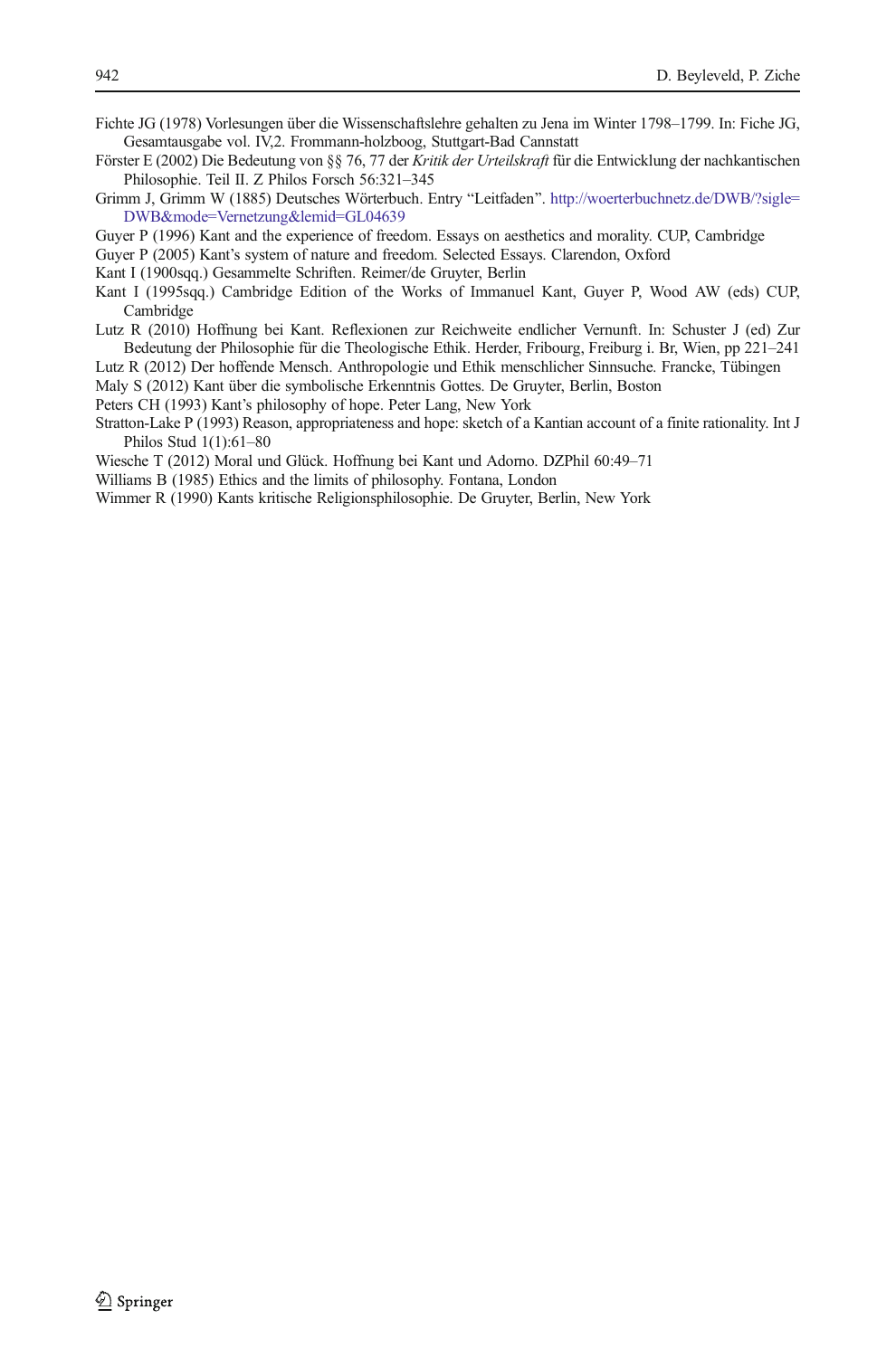Fichte JG (1978) Vorlesungen über die Wissenschaftslehre gehalten zu Jena im Winter 1798–1799. In: Fiche JG, Gesamtausgabe vol. IV,2. Frommann-holzboog, Stuttgart-Bad Cannstatt

Förster E (2002) Die Bedeutung von §§ 76, 77 der *Kritik der Urteilskraft* für die Entwicklung der nachkantischen Philosophie. Teil II. Z Philos Forsch 56:321–345

Grimm J, Grimm W (1885) Deutsches Wörterbuch. Entry "Leitfaden". http://woerterbuchnetz.de/DWB/?sigle=DWB&mode=Vernetzung&lemid=GL04639

Guyer P (1996) Kant and the experience of freedom. Essays on aesthetics and morality. CUP, Cambridge

Guyer P (2005) Kant's system of nature and freedom. Selected Essays. Clarendon, Oxford

Kant I (1900sqq.) Gesammelte Schriften. Reimer/de Gruyter, Berlin

Kant I (1995sqq.) Cambridge Edition of the Works of Immanuel Kant, Guyer P, Wood AW (eds) CUP, Cambridge

Lutz R (2010) Hoffnung bei Kant. Reflexionen zur Reichweite endlicher Vernunft. In: Schuster J (ed) Zur Bedeutung der Philosophie für die Theologische Ethik. Herder, Fribourg, Freiburg i. Br, Wien, pp 221–241

Lutz R (2012) Der hoffende Mensch. Anthropologie und Ethik menschlicher Sinnsuche. Francke, Tübingen

Maly S (2012) Kant über die symbolische Erkenntnis Gottes. De Gruyter, Berlin, Boston

Peters CH (1993) Kant's philosophy of hope. Peter Lang, New York

Stratton-Lake P (1993) Reason, appropriateness and hope: sketch of a Kantian account of a finite rationality. Int J Philos Stud 1(1):61–80

Wiesche T (2012) Moral und Glück. Hoffnung bei Kant und Adorno. DZPhil 60:49–71

Williams B (1985) Ethics and the limits of philosophy. Fontana, London

Wimmer R (1990) Kants kritische Religionsphilosophie. De Gruyter, Berlin, New York